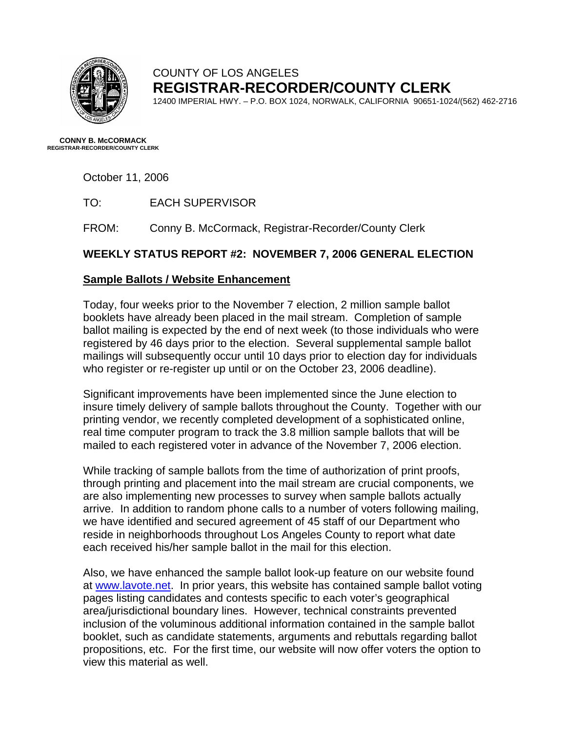COUNTY OF LOS ANGELES
**REGISTRAR-RECORDER/COUNTY CLERK**
12400 IMPERIAL HWY. – P.O. BOX 1024, NORWALK, CALIFORNIA 90651-1024/(562) 462-2716

**CONNY B. McCORMACK**
**REGISTRAR-RECORDER/COUNTY CLERK**

October 11, 2006

TO: EACH SUPERVISOR

FROM: Conny B. McCormack, Registrar-Recorder/County Clerk

## WEEKLY STATUS REPORT #2: NOVEMBER 7, 2006 GENERAL ELECTION

### Sample Ballots / Website Enhancement

Today, four weeks prior to the November 7 election, 2 million sample ballot booklets have already been placed in the mail stream. Completion of sample ballot mailing is expected by the end of next week (to those individuals who were registered by 46 days prior to the election. Several supplemental sample ballot mailings will subsequently occur until 10 days prior to election day for individuals who register or re-register up until or on the October 23, 2006 deadline).

Significant improvements have been implemented since the June election to insure timely delivery of sample ballots throughout the County. Together with our printing vendor, we recently completed development of a sophisticated online, real time computer program to track the 3.8 million sample ballots that will be mailed to each registered voter in advance of the November 7, 2006 election.

While tracking of sample ballots from the time of authorization of print proofs, through printing and placement into the mail stream are crucial components, we are also implementing new processes to survey when sample ballots actually arrive. In addition to random phone calls to a number of voters following mailing, we have identified and secured agreement of 45 staff of our Department who reside in neighborhoods throughout Los Angeles County to report what date each received his/her sample ballot in the mail for this election.

Also, we have enhanced the sample ballot look-up feature on our website found at [www.lavote.net](www.lavote.net). In prior years, this website has contained sample ballot voting pages listing candidates and contests specific to each voter's geographical area/jurisdictional boundary lines. However, technical constraints prevented inclusion of the voluminous additional information contained in the sample ballot booklet, such as candidate statements, arguments and rebuttals regarding ballot propositions, etc. For the first time, our website will now offer voters the option to view this material as well.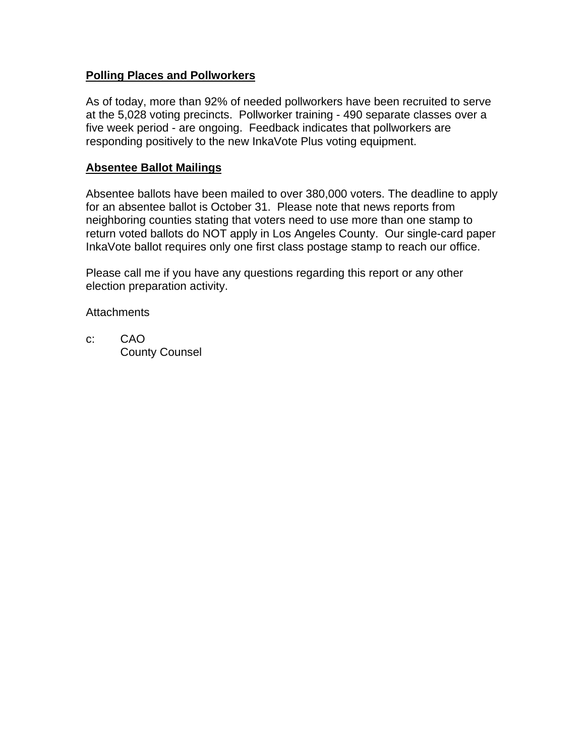**Polling Places and Pollworkers**

As of today, more than 92% of needed pollworkers have been recruited to serve at the 5,028 voting precincts. Pollworker training - 490 separate classes over a five week period - are ongoing. Feedback indicates that pollworkers are responding positively to the new InkaVote Plus voting equipment.

**Absentee Ballot Mailings**

Absentee ballots have been mailed to over 380,000 voters. The deadline to apply for an absentee ballot is October 31. Please note that news reports from neighboring counties stating that voters need to use more than one stamp to return voted ballots do NOT apply in Los Angeles County. Our single-card paper InkaVote ballot requires only one first class postage stamp to reach our office.

Please call me if you have any questions regarding this report or any other election preparation activity.

Attachments

c: CAO
County Counsel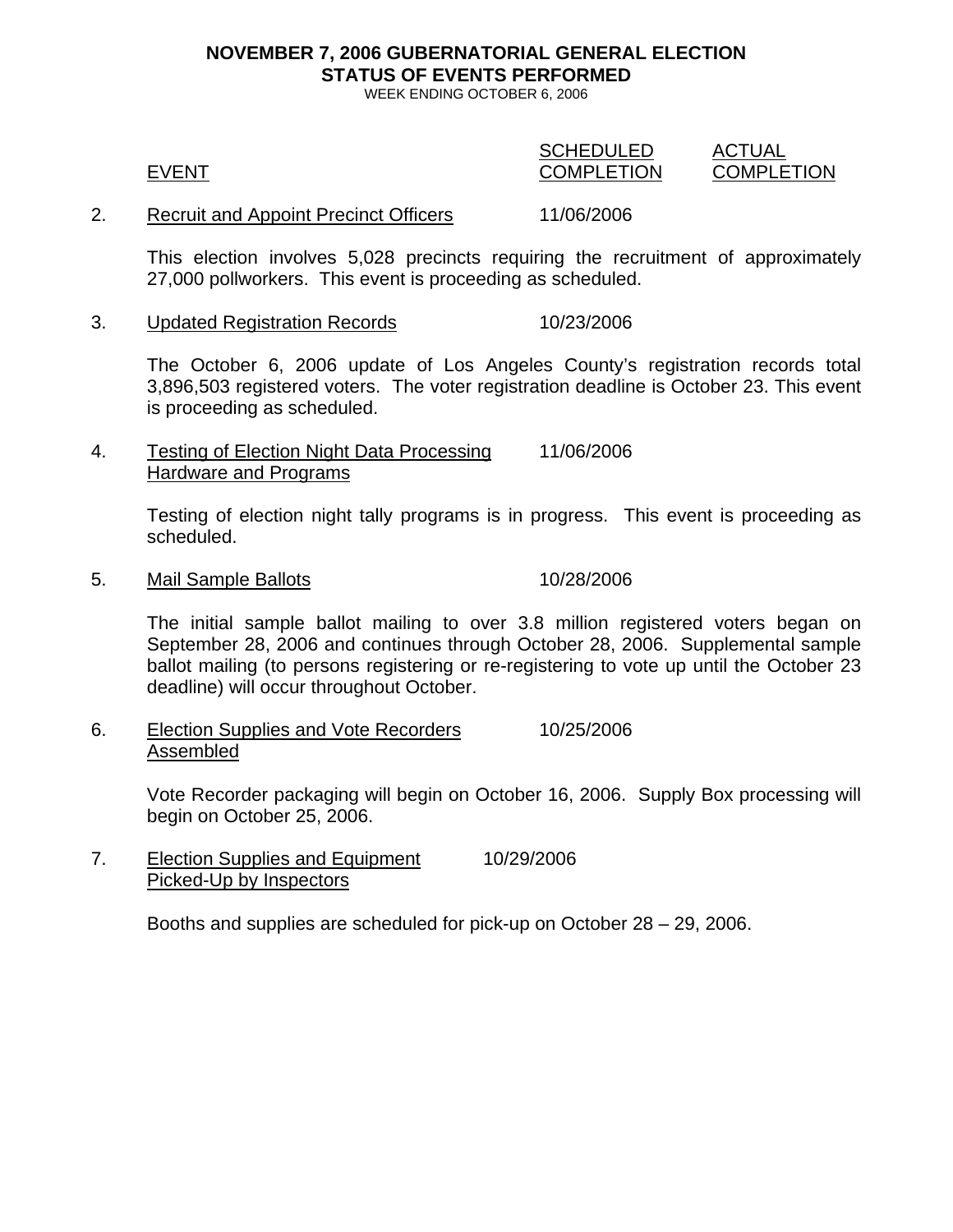**NOVEMBER 7, 2006 GUBERNATORIAL GENERAL ELECTION**
**STATUS OF EVENTS PERFORMED**
WEEK ENDING OCTOBER 6, 2006

| | EVENT | SCHEDULED COMPLETION | ACTUAL COMPLETION |
|---|---|---|---|
| 2. | Recruit and Appoint Precinct Officers | 11/06/2006 | |

This election involves 5,028 precincts requiring the recruitment of approximately 27,000 pollworkers. This event is proceeding as scheduled.

| | EVENT | SCHEDULED COMPLETION | ACTUAL COMPLETION |
|---|---|---|---|
| 3. | Updated Registration Records | 10/23/2006 | |

The October 6, 2006 update of Los Angeles County's registration records total 3,896,503 registered voters. The voter registration deadline is October 23. This event is proceeding as scheduled.

| | EVENT | SCHEDULED COMPLETION | ACTUAL COMPLETION |
|---|---|---|---|
| 4. | Testing of Election Night Data Processing Hardware and Programs | 11/06/2006 | |

Testing of election night tally programs is in progress. This event is proceeding as scheduled.

| | EVENT | SCHEDULED COMPLETION | ACTUAL COMPLETION |
|---|---|---|---|
| 5. | Mail Sample Ballots | 10/28/2006 | |

The initial sample ballot mailing to over 3.8 million registered voters began on September 28, 2006 and continues through October 28, 2006. Supplemental sample ballot mailing (to persons registering or re-registering to vote up until the October 23 deadline) will occur throughout October.

| | EVENT | SCHEDULED COMPLETION | ACTUAL COMPLETION |
|---|---|---|---|
| 6. | Election Supplies and Vote Recorders Assembled | 10/25/2006 | |

Vote Recorder packaging will begin on October 16, 2006. Supply Box processing will begin on October 25, 2006.

| | EVENT | SCHEDULED COMPLETION | ACTUAL COMPLETION |
|---|---|---|---|
| 7. | Election Supplies and Equipment Picked-Up by Inspectors | 10/29/2006 | |

Booths and supplies are scheduled for pick-up on October 28 – 29, 2006.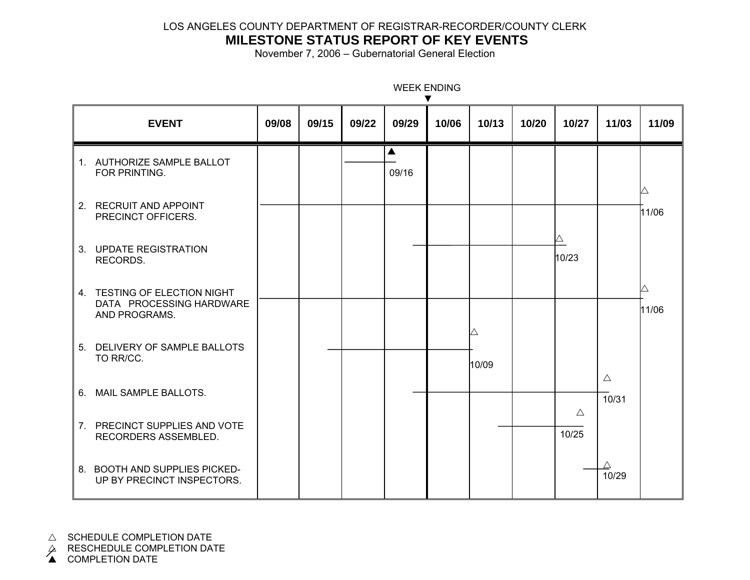LOS ANGELES COUNTY DEPARTMENT OF REGISTRAR-RECORDER/COUNTY CLERK

# MILESTONE STATUS REPORT OF KEY EVENTS

November 7, 2006 – Gubernatorial General Election

WEEK ENDING ▼

| EVENT | 09/08 | 09/15 | 09/22 | 09/29 | 10/06 | 10/13 | 10/20 | 10/27 | 11/03 | 11/09 |
|---|---|---|---|---|---|---|---|---|---|---|
| 1. AUTHORIZE SAMPLE BALLOT FOR PRINTING. | | | | ▲ 09/16 | | | | | | |
| 2. RECRUIT AND APPOINT PRECINCT OFFICERS. | | | | | | | | | | △ 11/06 |
| 3. UPDATE REGISTRATION RECORDS. | | | | | | | | △ 10/23 | | |
| 4. TESTING OF ELECTION NIGHT DATA PROCESSING HARDWARE AND PROGRAMS. | | | | | | | | | | △ 11/06 |
| 5. DELIVERY OF SAMPLE BALLOTS TO RR/CC. | | | | | | △ 10/09 | | | | |
| 6. MAIL SAMPLE BALLOTS. | | | | | | | | | △ 10/31 | |
| 7. PRECINCT SUPPLIES AND VOTE RECORDERS ASSEMBLED. | | | | | | | | △ 10/25 | | |
| 8. BOOTH AND SUPPLIES PICKED-UP BY PRECINCT INSPECTORS. | | | | | | | | | △ 10/29 | |

△ SCHEDULE COMPLETION DATE

⨺ RESCHEDULE COMPLETION DATE

▲ COMPLETION DATE